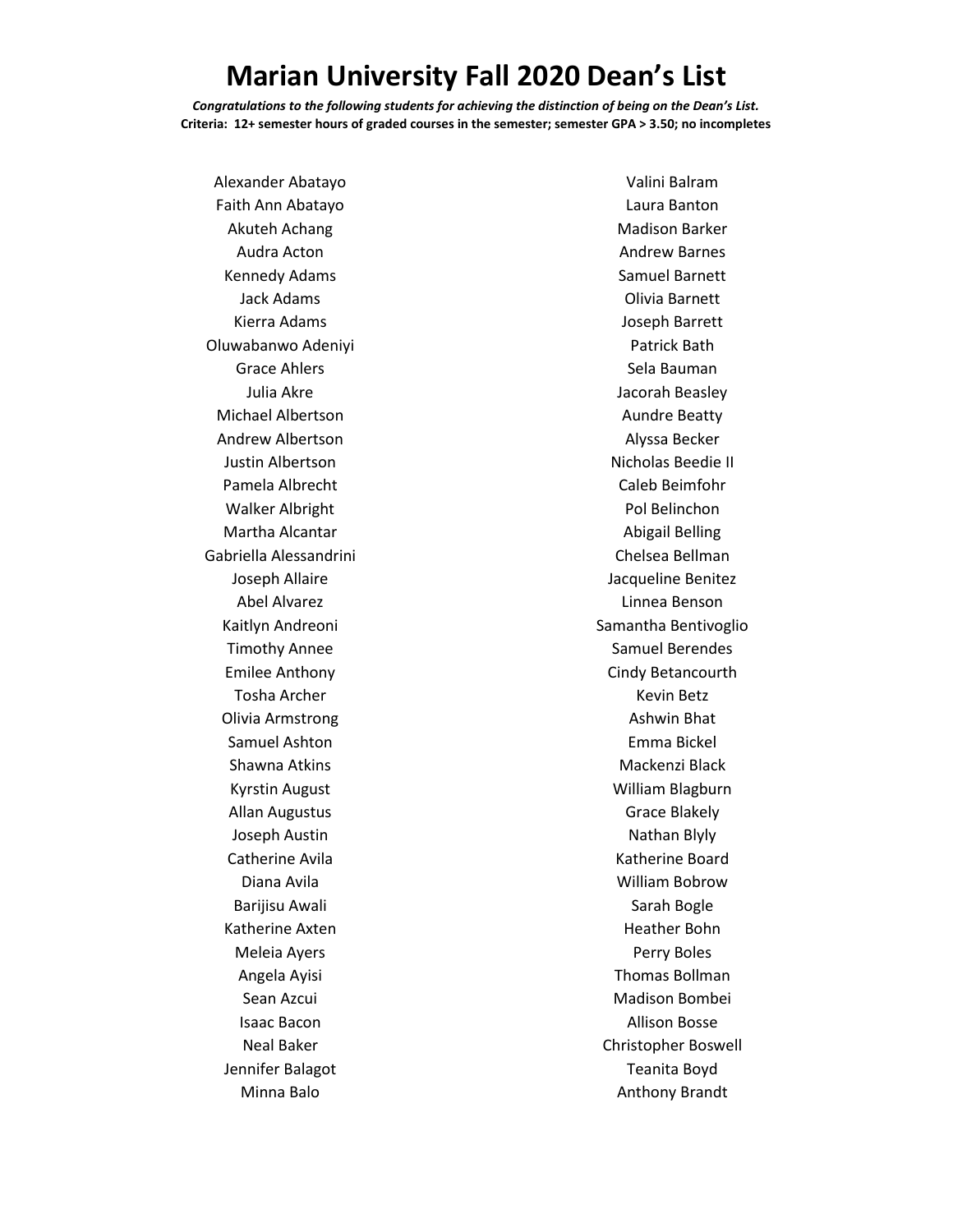# Marian University Fall 2020 Dean's List

***Congratulations to the following students for achieving the distinction of being on the Dean's List.***

**Criteria: 12+ semester hours of graded courses in the semester; semester GPA > 3.50; no incompletes**

Alexander Abatayo
Faith Ann Abatayo
Akuteh Achang
Audra Acton
Kennedy Adams
Jack Adams
Kierra Adams
Oluwabanwo Adeniyi
Grace Ahlers
Julia Akre
Michael Albertson
Andrew Albertson
Justin Albertson
Pamela Albrecht
Walker Albright
Martha Alcantar
Gabriella Alessandrini
Joseph Allaire
Abel Alvarez
Kaitlyn Andreoni
Timothy Annee
Emilee Anthony
Tosha Archer
Olivia Armstrong
Samuel Ashton
Shawna Atkins
Kyrstin August
Allan Augustus
Joseph Austin
Catherine Avila
Diana Avila
Barijisu Awali
Katherine Axten
Meleia Ayers
Angela Ayisi
Sean Azcui
Isaac Bacon
Neal Baker
Jennifer Balagot
Minna Balo
Valini Balram
Laura Banton
Madison Barker
Andrew Barnes
Samuel Barnett
Olivia Barnett
Joseph Barrett
Patrick Bath
Sela Bauman
Jacorah Beasley
Aundre Beatty
Alyssa Becker
Nicholas Beedie II
Caleb Beimfohr
Pol Belinchon
Abigail Belling
Chelsea Bellman
Jacqueline Benitez
Linnea Benson
Samantha Bentivoglio
Samuel Berendes
Cindy Betancourth
Kevin Betz
Ashwin Bhat
Emma Bickel
Mackenzi Black
William Blagburn
Grace Blakely
Nathan Blyly
Katherine Board
William Bobrow
Sarah Bogle
Heather Bohn
Perry Boles
Thomas Bollman
Madison Bombei
Allison Bosse
Christopher Boswell
Teanita Boyd
Anthony Brandt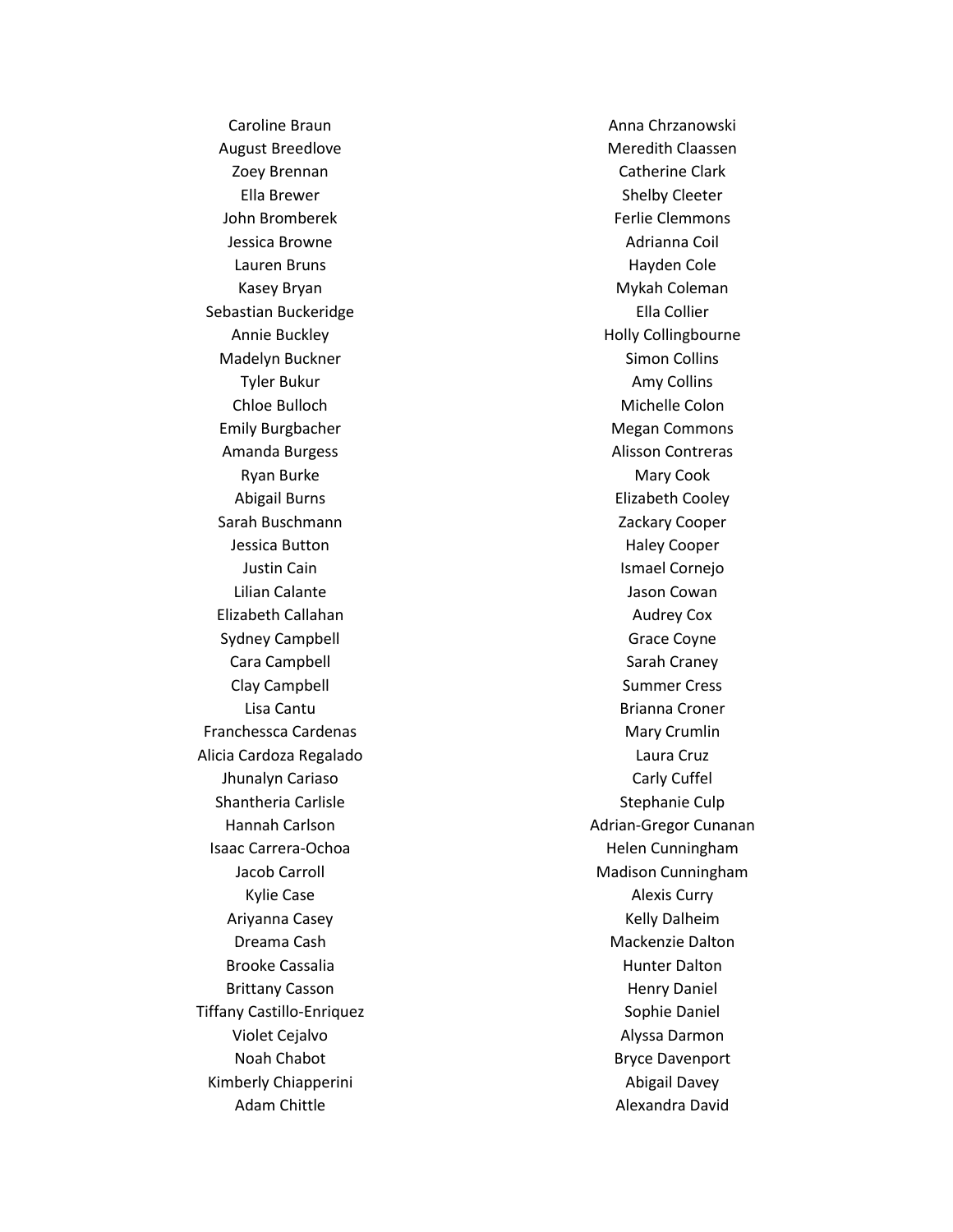Caroline Braun
August Breedlove
Zoey Brennan
Ella Brewer
John Bromberek
Jessica Browne
Lauren Bruns
Kasey Bryan
Sebastian Buckeridge
Annie Buckley
Madelyn Buckner
Tyler Bukur
Chloe Bulloch
Emily Burgbacher
Amanda Burgess
Ryan Burke
Abigail Burns
Sarah Buschmann
Jessica Button
Justin Cain
Lilian Calante
Elizabeth Callahan
Sydney Campbell
Cara Campbell
Clay Campbell
Lisa Cantu
Franchessca Cardenas
Alicia Cardoza Regalado
Jhunalyn Cariaso
Shantheria Carlisle
Hannah Carlson
Isaac Carrera-Ochoa
Jacob Carroll
Kylie Case
Ariyanna Casey
Dreama Cash
Brooke Cassalia
Brittany Casson
Tiffany Castillo-Enriquez
Violet Cejalvo
Noah Chabot
Kimberly Chiapperini
Adam Chittle
Anna Chrzanowski
Meredith Claassen
Catherine Clark
Shelby Cleeter
Ferlie Clemmons
Adrianna Coil
Hayden Cole
Mykah Coleman
Ella Collier
Holly Collingbourne
Simon Collins
Amy Collins
Michelle Colon
Megan Commons
Alisson Contreras
Mary Cook
Elizabeth Cooley
Zackary Cooper
Haley Cooper
Ismael Cornejo
Jason Cowan
Audrey Cox
Grace Coyne
Sarah Craney
Summer Cress
Brianna Croner
Mary Crumlin
Laura Cruz
Carly Cuffel
Stephanie Culp
Adrian-Gregor Cunanan
Helen Cunningham
Madison Cunningham
Alexis Curry
Kelly Dalheim
Mackenzie Dalton
Hunter Dalton
Henry Daniel
Sophie Daniel
Alyssa Darmon
Bryce Davenport
Abigail Davey
Alexandra David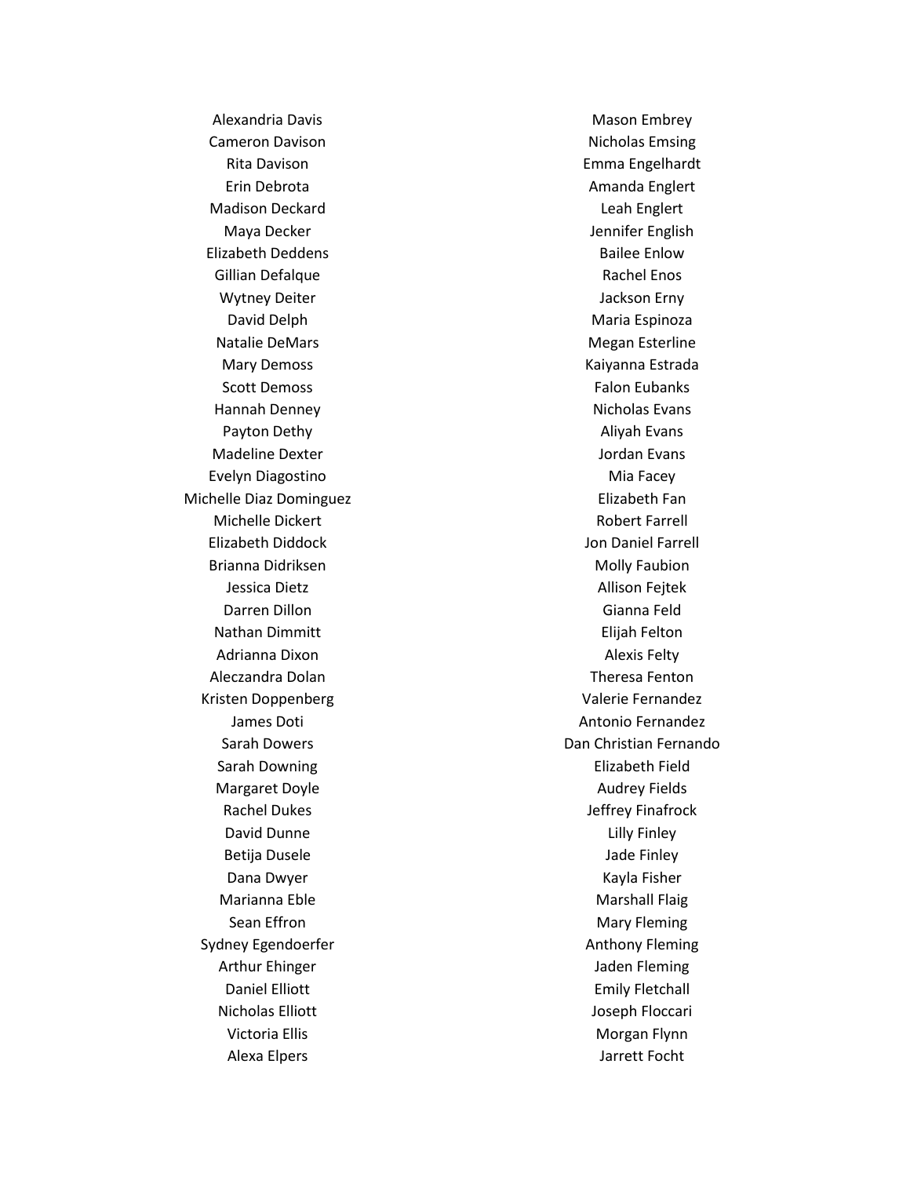Alexandria Davis
Cameron Davison
Rita Davison
Erin Debrota
Madison Deckard
Maya Decker
Elizabeth Deddens
Gillian Defalque
Wytney Deiter
David Delph
Natalie DeMars
Mary Demoss
Scott Demoss
Hannah Denney
Payton Dethy
Madeline Dexter
Evelyn Diagostino
Michelle Diaz Dominguez
Michelle Dickert
Elizabeth Diddock
Brianna Didriksen
Jessica Dietz
Darren Dillon
Nathan Dimmitt
Adrianna Dixon
Aleczandra Dolan
Kristen Doppenberg
James Doti
Sarah Dowers
Sarah Downing
Margaret Doyle
Rachel Dukes
David Dunne
Betija Dusele
Dana Dwyer
Marianna Eble
Sean Effron
Sydney Egendoerfer
Arthur Ehinger
Daniel Elliott
Nicholas Elliott
Victoria Ellis
Alexa Elpers
Mason Embrey
Nicholas Emsing
Emma Engelhardt
Amanda Englert
Leah Englert
Jennifer English
Bailee Enlow
Rachel Enos
Jackson Erny
Maria Espinoza
Megan Esterline
Kaiyanna Estrada
Falon Eubanks
Nicholas Evans
Aliyah Evans
Jordan Evans
Mia Facey
Elizabeth Fan
Robert Farrell
Jon Daniel Farrell
Molly Faubion
Allison Fejtek
Gianna Feld
Elijah Felton
Alexis Felty
Theresa Fenton
Valerie Fernandez
Antonio Fernandez
Dan Christian Fernando
Elizabeth Field
Audrey Fields
Jeffrey Finafrock
Lilly Finley
Jade Finley
Kayla Fisher
Marshall Flaig
Mary Fleming
Anthony Fleming
Jaden Fleming
Emily Fletchall
Joseph Floccari
Morgan Flynn
Jarrett Focht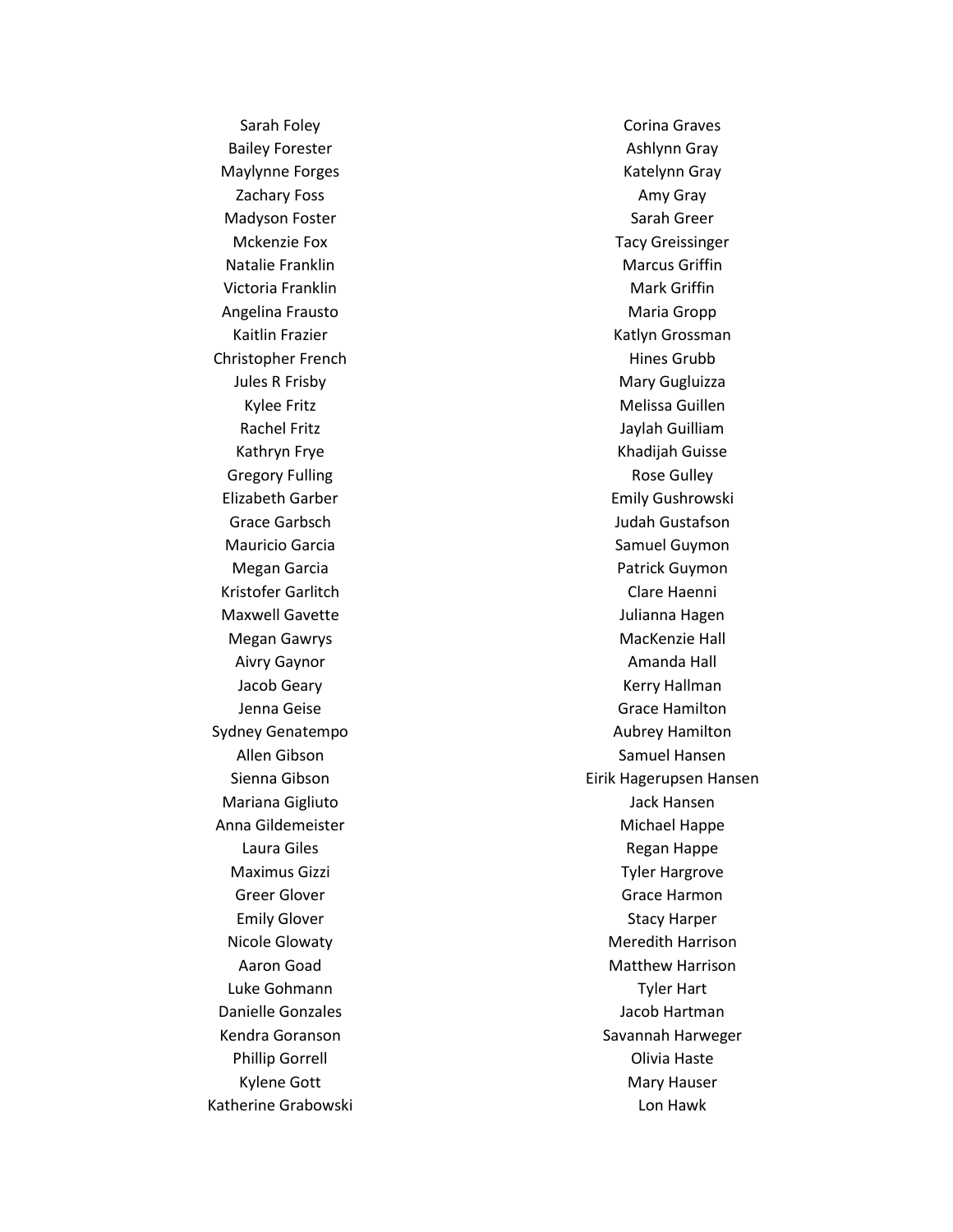Sarah Foley
Bailey Forester
Maylynne Forges
Zachary Foss
Madyson Foster
Mckenzie Fox
Natalie Franklin
Victoria Franklin
Angelina Frausto
Kaitlin Frazier
Christopher French
Jules R Frisby
Kylee Fritz
Rachel Fritz
Kathryn Frye
Gregory Fulling
Elizabeth Garber
Grace Garbsch
Mauricio Garcia
Megan Garcia
Kristofer Garlitch
Maxwell Gavette
Megan Gawrys
Aivry Gaynor
Jacob Geary
Jenna Geise
Sydney Genatempo
Allen Gibson
Sienna Gibson
Mariana Gigliuto
Anna Gildemeister
Laura Giles
Maximus Gizzi
Greer Glover
Emily Glover
Nicole Glowaty
Aaron Goad
Luke Gohmann
Danielle Gonzales
Kendra Goranson
Phillip Gorrell
Kylene Gott
Katherine Grabowski

Corina Graves
Ashlynn Gray
Katelynn Gray
Amy Gray
Sarah Greer
Tacy Greissinger
Marcus Griffin
Mark Griffin
Maria Gropp
Katlyn Grossman
Hines Grubb
Mary Gugluizza
Melissa Guillen
Jaylah Guilliam
Khadijah Guisse
Rose Gulley
Emily Gushrowski
Judah Gustafson
Samuel Guymon
Patrick Guymon
Clare Haenni
Julianna Hagen
MacKenzie Hall
Amanda Hall
Kerry Hallman
Grace Hamilton
Aubrey Hamilton
Samuel Hansen
Eirik Hagerupsen Hansen
Jack Hansen
Michael Happe
Regan Happe
Tyler Hargrove
Grace Harmon
Stacy Harper
Meredith Harrison
Matthew Harrison
Tyler Hart
Jacob Hartman
Savannah Harweger
Olivia Haste
Mary Hauser
Lon Hawk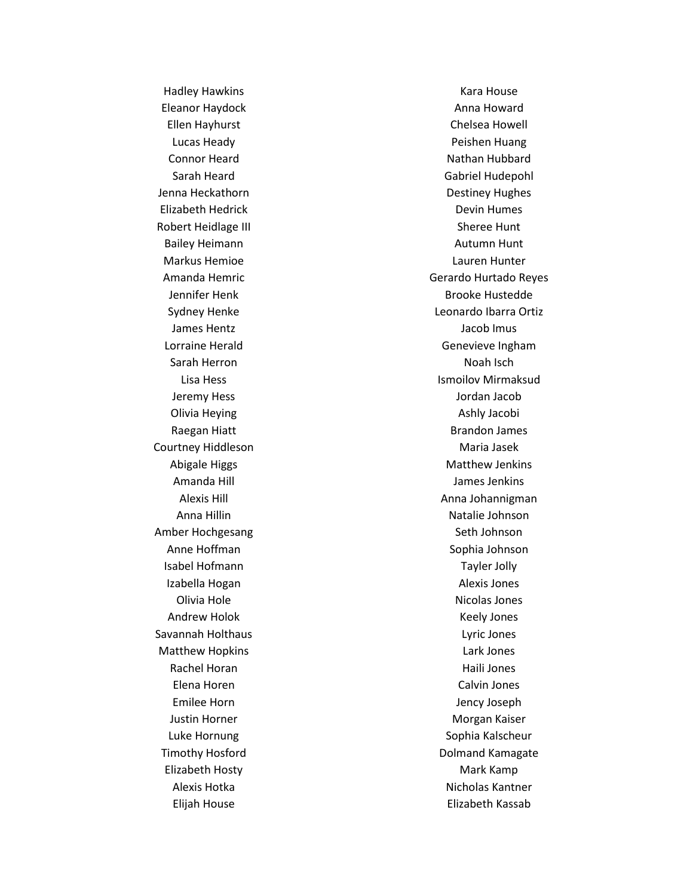Hadley Hawkins
Eleanor Haydock
Ellen Hayhurst
Lucas Heady
Connor Heard
Sarah Heard
Jenna Heckathorn
Elizabeth Hedrick
Robert Heidlage III
Bailey Heimann
Markus Hemioe
Amanda Hemric
Jennifer Henk
Sydney Henke
James Hentz
Lorraine Herald
Sarah Herron
Lisa Hess
Jeremy Hess
Olivia Heying
Raegan Hiatt
Courtney Hiddleson
Abigale Higgs
Amanda Hill
Alexis Hill
Anna Hillin
Amber Hochgesang
Anne Hoffman
Isabel Hofmann
Izabella Hogan
Olivia Hole
Andrew Holok
Savannah Holthaus
Matthew Hopkins
Rachel Horan
Elena Horen
Emilee Horn
Justin Horner
Luke Hornung
Timothy Hosford
Elizabeth Hosty
Alexis Hotka
Elijah House

Kara House
Anna Howard
Chelsea Howell
Peishen Huang
Nathan Hubbard
Gabriel Hudepohl
Destiney Hughes
Devin Humes
Sheree Hunt
Autumn Hunt
Lauren Hunter
Gerardo Hurtado Reyes
Brooke Hustedde
Leonardo Ibarra Ortiz
Jacob Imus
Genevieve Ingham
Noah Isch
Ismoilov Mirmaksud
Jordan Jacob
Ashly Jacobi
Brandon James
Maria Jasek
Matthew Jenkins
James Jenkins
Anna Johannigman
Natalie Johnson
Seth Johnson
Sophia Johnson
Tayler Jolly
Alexis Jones
Nicolas Jones
Keely Jones
Lyric Jones
Lark Jones
Haili Jones
Calvin Jones
Jency Joseph
Morgan Kaiser
Sophia Kalscheur
Dolmand Kamagate
Mark Kamp
Nicholas Kantner
Elizabeth Kassab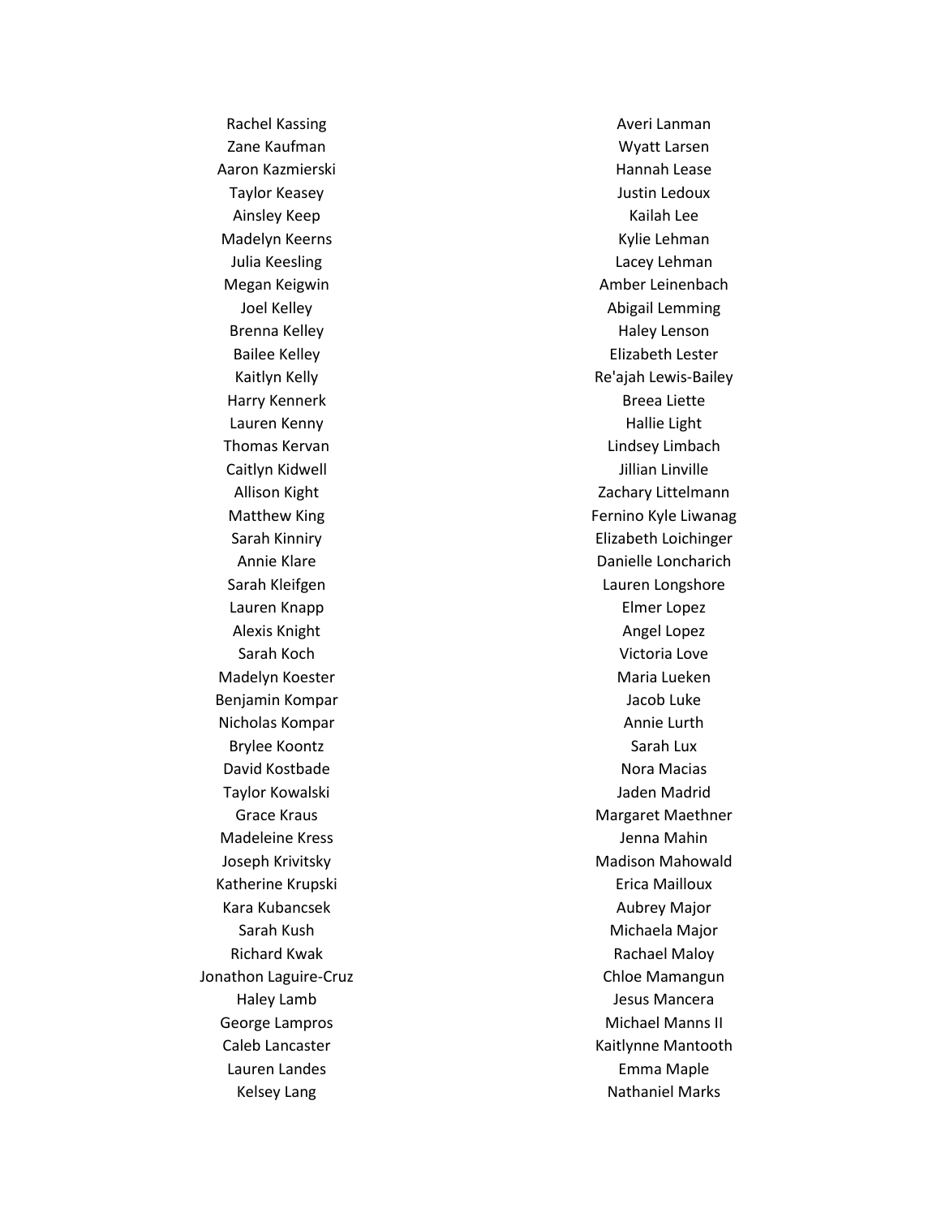Rachel Kassing
Zane Kaufman
Aaron Kazmierski
Taylor Keasey
Ainsley Keep
Madelyn Keerns
Julia Keesling
Megan Keigwin
Joel Kelley
Brenna Kelley
Bailee Kelley
Kaitlyn Kelly
Harry Kennerk
Lauren Kenny
Thomas Kervan
Caitlyn Kidwell
Allison Kight
Matthew King
Sarah Kinniry
Annie Klare
Sarah Kleifgen
Lauren Knapp
Alexis Knight
Sarah Koch
Madelyn Koester
Benjamin Kompar
Nicholas Kompar
Brylee Koontz
David Kostbade
Taylor Kowalski
Grace Kraus
Madeleine Kress
Joseph Krivitsky
Katherine Krupski
Kara Kubancsek
Sarah Kush
Richard Kwak
Jonathon Laguire-Cruz
Haley Lamb
George Lampros
Caleb Lancaster
Lauren Landes
Kelsey Lang

Averi Lanman
Wyatt Larsen
Hannah Lease
Justin Ledoux
Kailah Lee
Kylie Lehman
Lacey Lehman
Amber Leinenbach
Abigail Lemming
Haley Lenson
Elizabeth Lester
Re'ajah Lewis-Bailey
Breea Liette
Hallie Light
Lindsey Limbach
Jillian Linville
Zachary Littelmann
Fernino Kyle Liwanag
Elizabeth Loichinger
Danielle Loncharich
Lauren Longshore
Elmer Lopez
Angel Lopez
Victoria Love
Maria Lueken
Jacob Luke
Annie Lurth
Sarah Lux
Nora Macias
Jaden Madrid
Margaret Maethner
Jenna Mahin
Madison Mahowald
Erica Mailloux
Aubrey Major
Michaela Major
Rachael Maloy
Chloe Mamangun
Jesus Mancera
Michael Manns II
Kaitlynne Mantooth
Emma Maple
Nathaniel Marks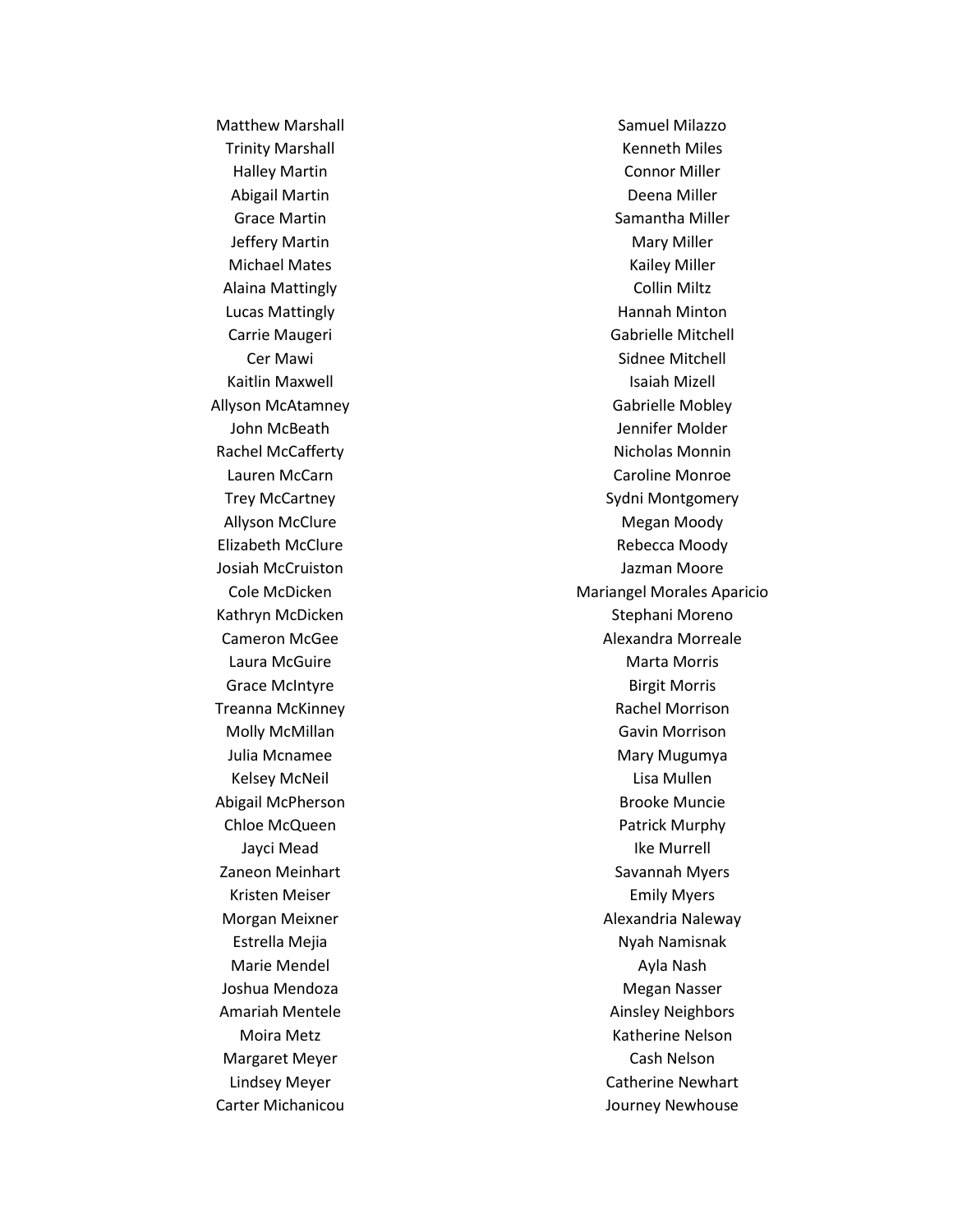Matthew Marshall
Trinity Marshall
Halley Martin
Abigail Martin
Grace Martin
Jeffery Martin
Michael Mates
Alaina Mattingly
Lucas Mattingly
Carrie Maugeri
Cer Mawi
Kaitlin Maxwell
Allyson McAtamney
John McBeath
Rachel McCafferty
Lauren McCarn
Trey McCartney
Allyson McClure
Elizabeth McClure
Josiah McCruiston
Cole McDicken
Kathryn McDicken
Cameron McGee
Laura McGuire
Grace McIntyre
Treanna McKinney
Molly McMillan
Julia Mcnamee
Kelsey McNeil
Abigail McPherson
Chloe McQueen
Jayci Mead
Zaneon Meinhart
Kristen Meiser
Morgan Meixner
Estrella Mejia
Marie Mendel
Joshua Mendoza
Amariah Mentele
Moira Metz
Margaret Meyer
Lindsey Meyer
Carter Michanicou

Samuel Milazzo
Kenneth Miles
Connor Miller
Deena Miller
Samantha Miller
Mary Miller
Kailey Miller
Collin Miltz
Hannah Minton
Gabrielle Mitchell
Sidnee Mitchell
Isaiah Mizell
Gabrielle Mobley
Jennifer Molder
Nicholas Monnin
Caroline Monroe
Sydni Montgomery
Megan Moody
Rebecca Moody
Jazman Moore
Mariangel Morales Aparicio
Stephani Moreno
Alexandra Morreale
Marta Morris
Birgit Morris
Rachel Morrison
Gavin Morrison
Mary Mugumya
Lisa Mullen
Brooke Muncie
Patrick Murphy
Ike Murrell
Savannah Myers
Emily Myers
Alexandria Naleway
Nyah Namisnak
Ayla Nash
Megan Nasser
Ainsley Neighbors
Katherine Nelson
Cash Nelson
Catherine Newhart
Journey Newhouse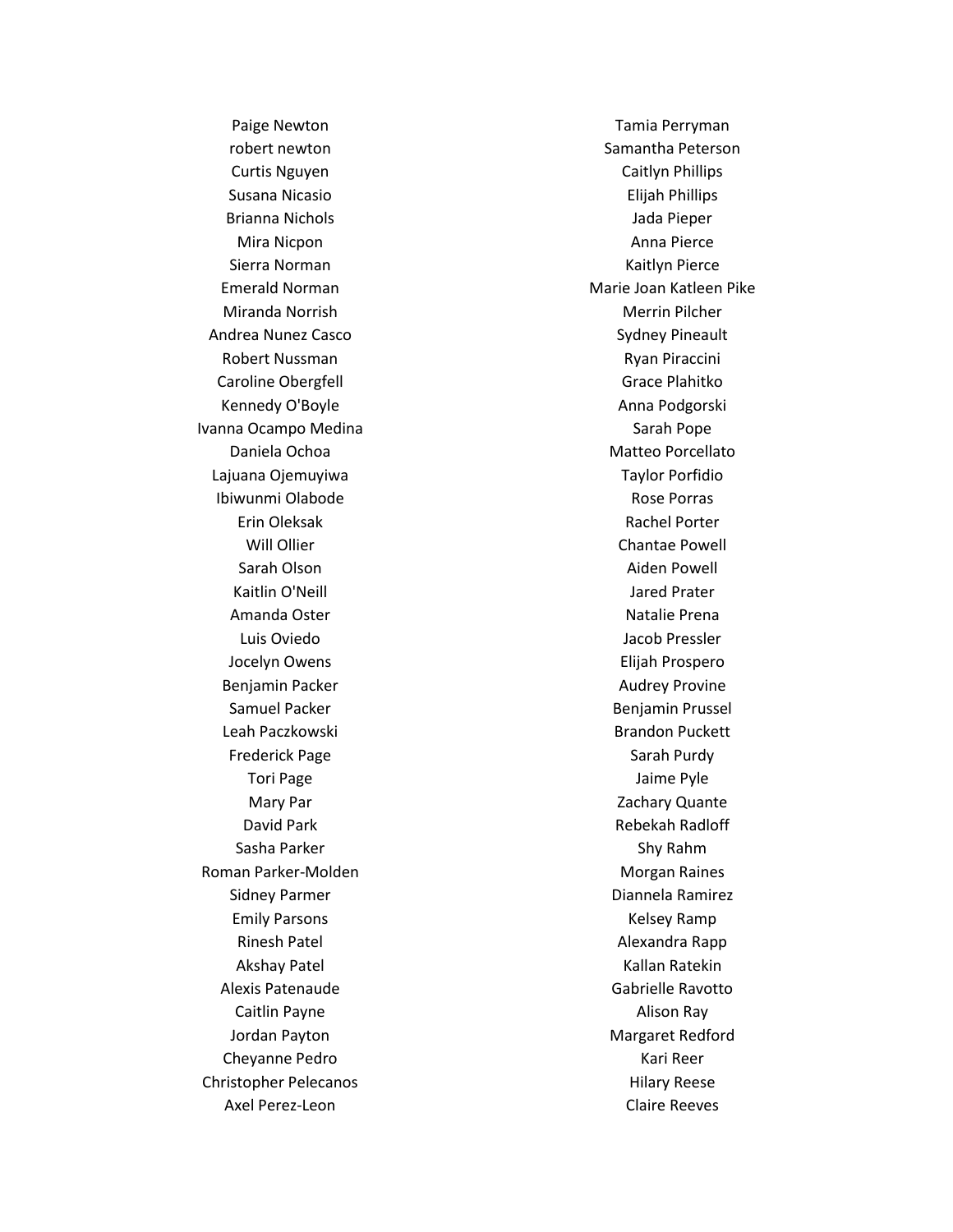Paige Newton
robert newton
Curtis Nguyen
Susana Nicasio
Brianna Nichols
Mira Nicpon
Sierra Norman
Emerald Norman
Miranda Norrish
Andrea Nunez Casco
Robert Nussman
Caroline Obergfell
Kennedy O'Boyle
Ivanna Ocampo Medina
Daniela Ochoa
Lajuana Ojemuyiwa
Ibiwunmi Olabode
Erin Oleksak
Will Ollier
Sarah Olson
Kaitlin O'Neill
Amanda Oster
Luis Oviedo
Jocelyn Owens
Benjamin Packer
Samuel Packer
Leah Paczkowski
Frederick Page
Tori Page
Mary Par
David Park
Sasha Parker
Roman Parker-Molden
Sidney Parmer
Emily Parsons
Rinesh Patel
Akshay Patel
Alexis Patenaude
Caitlin Payne
Jordan Payton
Cheyanne Pedro
Christopher Pelecanos
Axel Perez-Leon
Tamia Perryman
Samantha Peterson
Caitlyn Phillips
Elijah Phillips
Jada Pieper
Anna Pierce
Kaitlyn Pierce
Marie Joan Katleen Pike
Merrin Pilcher
Sydney Pineault
Ryan Piraccini
Grace Plahitko
Anna Podgorski
Sarah Pope
Matteo Porcellato
Taylor Porfidio
Rose Porras
Rachel Porter
Chantae Powell
Aiden Powell
Jared Prater
Natalie Prena
Jacob Pressler
Elijah Prospero
Audrey Provine
Benjamin Prussel
Brandon Puckett
Sarah Purdy
Jaime Pyle
Zachary Quante
Rebekah Radloff
Shy Rahm
Morgan Raines
Diannela Ramirez
Kelsey Ramp
Alexandra Rapp
Kallan Ratekin
Gabrielle Ravotto
Alison Ray
Margaret Redford
Kari Reer
Hilary Reese
Claire Reeves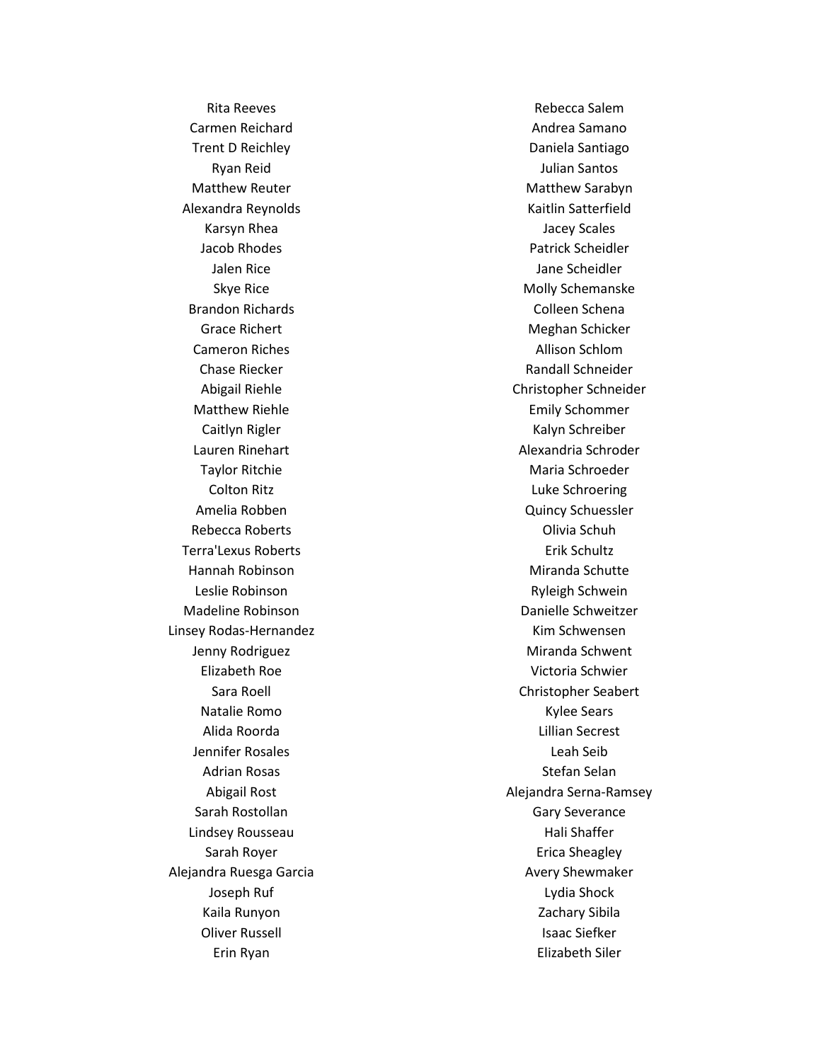Rita Reeves
Carmen Reichard
Trent D Reichley
Ryan Reid
Matthew Reuter
Alexandra Reynolds
Karsyn Rhea
Jacob Rhodes
Jalen Rice
Skye Rice
Brandon Richards
Grace Richert
Cameron Riches
Chase Riecker
Abigail Riehle
Matthew Riehle
Caitlyn Rigler
Lauren Rinehart
Taylor Ritchie
Colton Ritz
Amelia Robben
Rebecca Roberts
Terra'Lexus Roberts
Hannah Robinson
Leslie Robinson
Madeline Robinson
Linsey Rodas-Hernandez
Jenny Rodriguez
Elizabeth Roe
Sara Roell
Natalie Romo
Alida Roorda
Jennifer Rosales
Adrian Rosas
Abigail Rost
Sarah Rostollan
Lindsey Rousseau
Sarah Royer
Alejandra Ruesga Garcia
Joseph Ruf
Kaila Runyon
Oliver Russell
Erin Ryan

Rebecca Salem
Andrea Samano
Daniela Santiago
Julian Santos
Matthew Sarabyn
Kaitlin Satterfield
Jacey Scales
Patrick Scheidler
Jane Scheidler
Molly Schemanske
Colleen Schena
Meghan Schicker
Allison Schlom
Randall Schneider
Christopher Schneider
Emily Schommer
Kalyn Schreiber
Alexandria Schroder
Maria Schroeder
Luke Schroering
Quincy Schuessler
Olivia Schuh
Erik Schultz
Miranda Schutte
Ryleigh Schwein
Danielle Schweitzer
Kim Schwensen
Miranda Schwent
Victoria Schwier
Christopher Seabert
Kylee Sears
Lillian Secrest
Leah Seib
Stefan Selan
Alejandra Serna-Ramsey
Gary Severance
Hali Shaffer
Erica Sheagley
Avery Shewmaker
Lydia Shock
Zachary Sibila
Isaac Siefker
Elizabeth Siler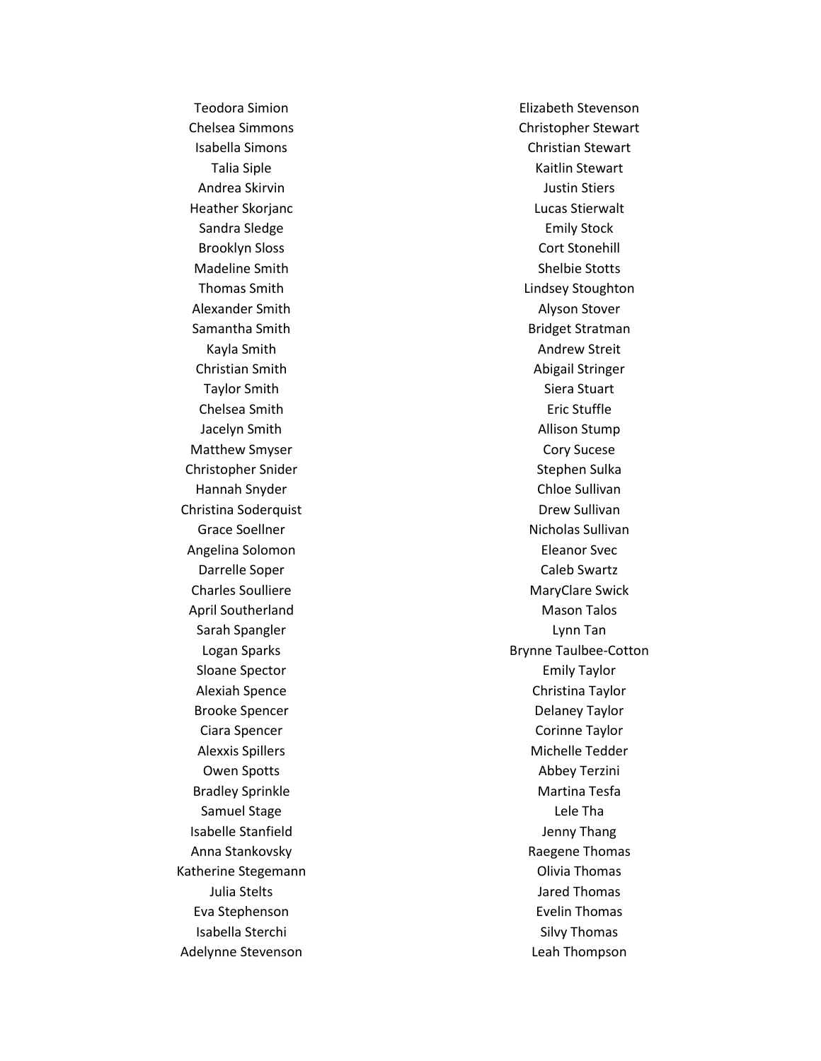Teodora Simion
Chelsea Simmons
Isabella Simons
Talia Siple
Andrea Skirvin
Heather Skorjanc
Sandra Sledge
Brooklyn Sloss
Madeline Smith
Thomas Smith
Alexander Smith
Samantha Smith
Kayla Smith
Christian Smith
Taylor Smith
Chelsea Smith
Jacelyn Smith
Matthew Smyser
Christopher Snider
Hannah Snyder
Christina Soderquist
Grace Soellner
Angelina Solomon
Darrelle Soper
Charles Soulliere
April Southerland
Sarah Spangler
Logan Sparks
Sloane Spector
Alexiah Spence
Brooke Spencer
Ciara Spencer
Alexxis Spillers
Owen Spotts
Bradley Sprinkle
Samuel Stage
Isabelle Stanfield
Anna Stankovsky
Katherine Stegemann
Julia Stelts
Eva Stephenson
Isabella Sterchi
Adelynne Stevenson
Elizabeth Stevenson
Christopher Stewart
Christian Stewart
Kaitlin Stewart
Justin Stiers
Lucas Stierwalt
Emily Stock
Cort Stonehill
Shelbie Stotts
Lindsey Stoughton
Alyson Stover
Bridget Stratman
Andrew Streit
Abigail Stringer
Siera Stuart
Eric Stuffle
Allison Stump
Cory Sucese
Stephen Sulka
Chloe Sullivan
Drew Sullivan
Nicholas Sullivan
Eleanor Svec
Caleb Swartz
MaryClare Swick
Mason Talos
Lynn Tan
Brynne Taulbee-Cotton
Emily Taylor
Christina Taylor
Delaney Taylor
Corinne Taylor
Michelle Tedder
Abbey Terzini
Martina Tesfa
Lele Tha
Jenny Thang
Raegene Thomas
Olivia Thomas
Jared Thomas
Evelin Thomas
Silvy Thomas
Leah Thompson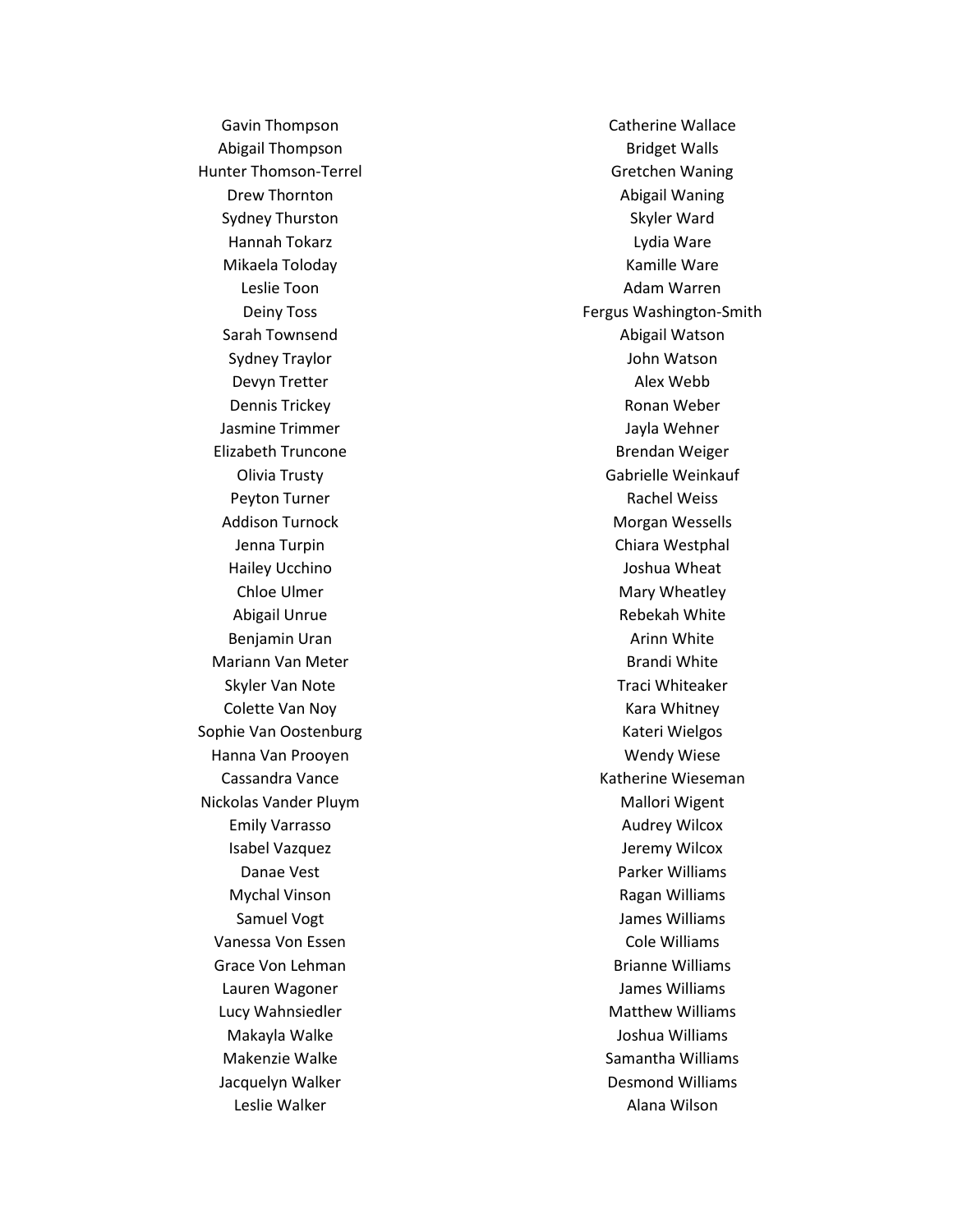Gavin Thompson
Abigail Thompson
Hunter Thomson-Terrel
Drew Thornton
Sydney Thurston
Hannah Tokarz
Mikaela Toloday
Leslie Toon
Deiny Toss
Sarah Townsend
Sydney Traylor
Devyn Tretter
Dennis Trickey
Jasmine Trimmer
Elizabeth Truncone
Olivia Trusty
Peyton Turner
Addison Turnock
Jenna Turpin
Hailey Ucchino
Chloe Ulmer
Abigail Unrue
Benjamin Uran
Mariann Van Meter
Skyler Van Note
Colette Van Noy
Sophie Van Oostenburg
Hanna Van Prooyen
Cassandra Vance
Nickolas Vander Pluym
Emily Varrasso
Isabel Vazquez
Danae Vest
Mychal Vinson
Samuel Vogt
Vanessa Von Essen
Grace Von Lehman
Lauren Wagoner
Lucy Wahnsiedler
Makayla Walke
Makenzie Walke
Jacquelyn Walker
Leslie Walker
Catherine Wallace
Bridget Walls
Gretchen Waning
Abigail Waning
Skyler Ward
Lydia Ware
Kamille Ware
Adam Warren
Fergus Washington-Smith
Abigail Watson
John Watson
Alex Webb
Ronan Weber
Jayla Wehner
Brendan Weiger
Gabrielle Weinkauf
Rachel Weiss
Morgan Wessells
Chiara Westphal
Joshua Wheat
Mary Wheatley
Rebekah White
Arinn White
Brandi White
Traci Whiteaker
Kara Whitney
Kateri Wielgos
Wendy Wiese
Katherine Wieseman
Mallori Wigent
Audrey Wilcox
Jeremy Wilcox
Parker Williams
Ragan Williams
James Williams
Cole Williams
Brianne Williams
James Williams
Matthew Williams
Joshua Williams
Samantha Williams
Desmond Williams
Alana Wilson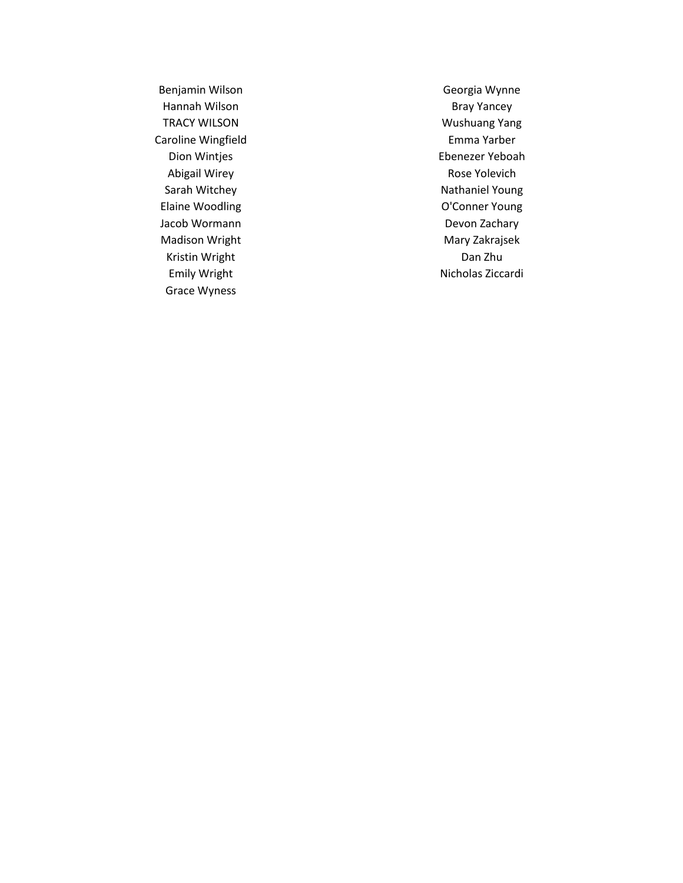Benjamin Wilson
Hannah Wilson
TRACY WILSON
Caroline Wingfield
Dion Wintjes
Abigail Wirey
Sarah Witchey
Elaine Woodling
Jacob Wormann
Madison Wright
Kristin Wright
Emily Wright
Grace Wyness
Georgia Wynne
Bray Yancey
Wushuang Yang
Emma Yarber
Ebenezer Yeboah
Rose Yolevich
Nathaniel Young
O'Conner Young
Devon Zachary
Mary Zakrajsek
Dan Zhu
Nicholas Ziccardi